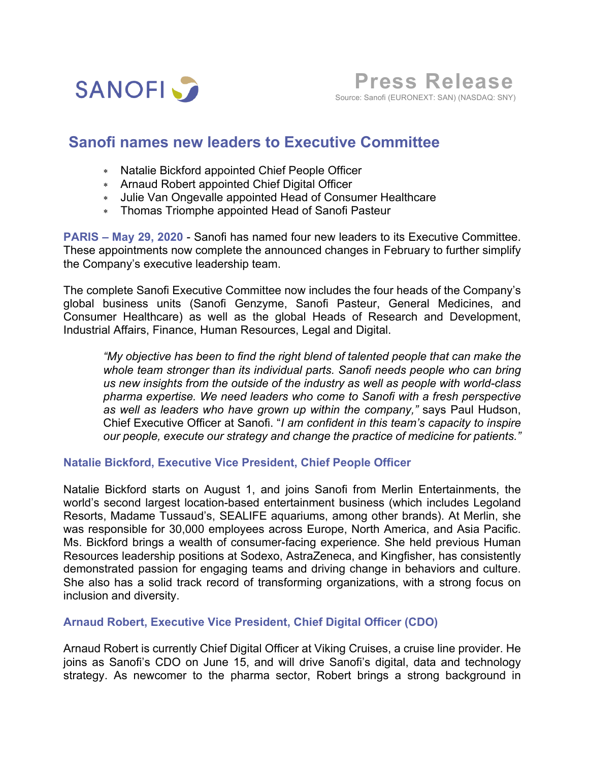SANOFI

**Press Release**

Source: Sanofi (EURONEXT: SAN) (NASDAQ: SNY)

# Sanofi names new leaders to Executive Committee

- Natalie Bickford appointed Chief People Officer
- Arnaud Robert appointed Chief Digital Officer
- Julie Van Ongevalle appointed Head of Consumer Healthcare
- Thomas Triomphe appointed Head of Sanofi Pasteur

**PARIS – May 29, 2020** - Sanofi has named four new leaders to its Executive Committee. These appointments now complete the announced changes in February to further simplify the Company's executive leadership team.

The complete Sanofi Executive Committee now includes the four heads of the Company's global business units (Sanofi Genzyme, Sanofi Pasteur, General Medicines, and Consumer Healthcare) as well as the global Heads of Research and Development, Industrial Affairs, Finance, Human Resources, Legal and Digital.

> *"My objective has been to find the right blend of talented people that can make the whole team stronger than its individual parts. Sanofi needs people who can bring us new insights from the outside of the industry as well as people with world-class pharma expertise. We need leaders who come to Sanofi with a fresh perspective as well as leaders who have grown up within the company,"* says Paul Hudson, Chief Executive Officer at Sanofi. "*I am confident in this team's capacity to inspire our people, execute our strategy and change the practice of medicine for patients."*

## Natalie Bickford, Executive Vice President, Chief People Officer

Natalie Bickford starts on August 1, and joins Sanofi from Merlin Entertainments, the world's second largest location-based entertainment business (which includes Legoland Resorts, Madame Tussaud's, SEALIFE aquariums, among other brands). At Merlin, she was responsible for 30,000 employees across Europe, North America, and Asia Pacific. Ms. Bickford brings a wealth of consumer-facing experience. She held previous Human Resources leadership positions at Sodexo, AstraZeneca, and Kingfisher, has consistently demonstrated passion for engaging teams and driving change in behaviors and culture. She also has a solid track record of transforming organizations, with a strong focus on inclusion and diversity.

## Arnaud Robert, Executive Vice President, Chief Digital Officer (CDO)

Arnaud Robert is currently Chief Digital Officer at Viking Cruises, a cruise line provider. He joins as Sanofi's CDO on June 15, and will drive Sanofi's digital, data and technology strategy. As newcomer to the pharma sector, Robert brings a strong background in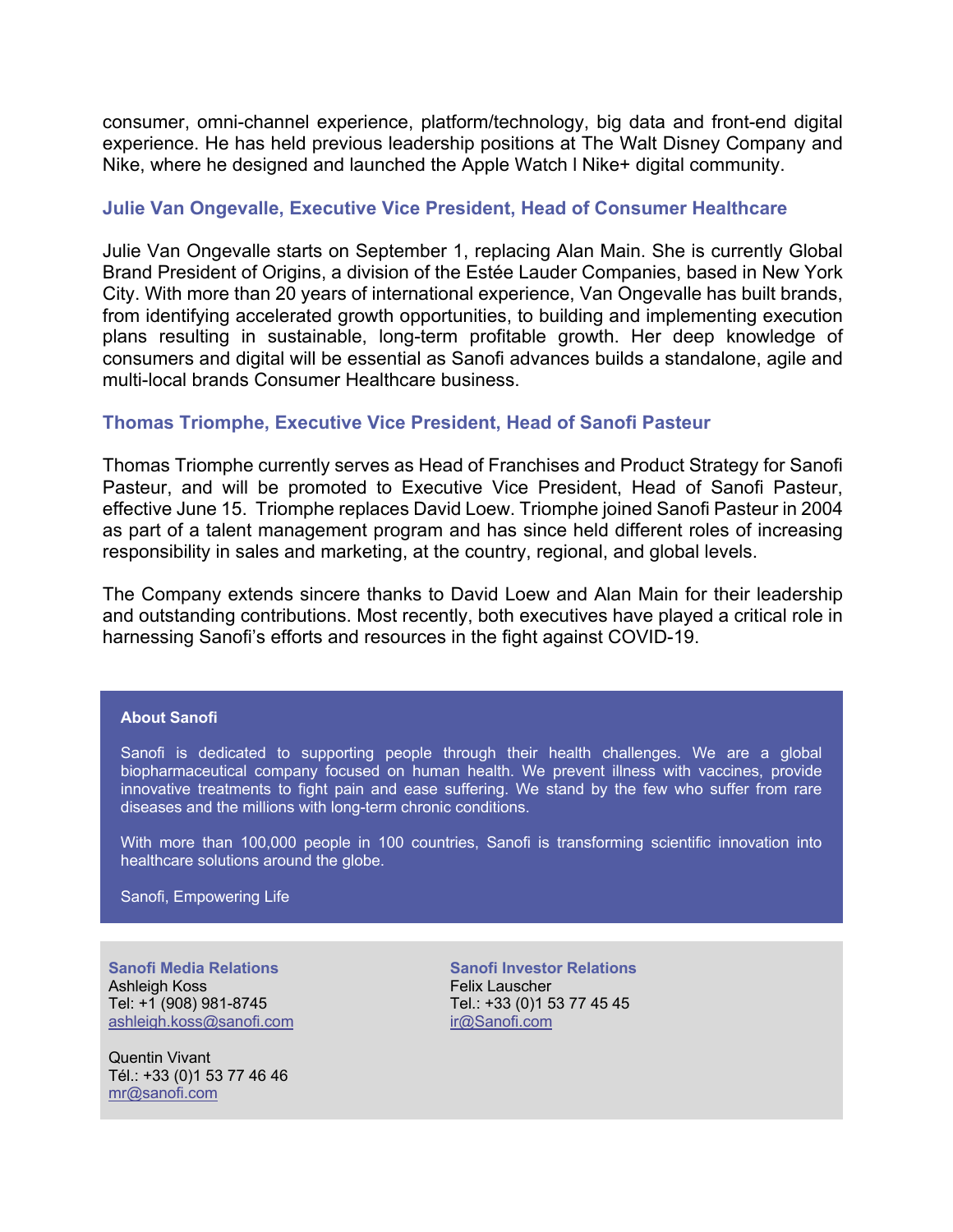consumer, omni-channel experience, platform/technology, big data and front-end digital experience. He has held previous leadership positions at The Walt Disney Company and Nike, where he designed and launched the Apple Watch I Nike+ digital community.

### Julie Van Ongevalle, Executive Vice President, Head of Consumer Healthcare

Julie Van Ongevalle starts on September 1, replacing Alan Main. She is currently Global Brand President of Origins, a division of the Estée Lauder Companies, based in New York City. With more than 20 years of international experience, Van Ongevalle has built brands, from identifying accelerated growth opportunities, to building and implementing execution plans resulting in sustainable, long-term profitable growth. Her deep knowledge of consumers and digital will be essential as Sanofi advances builds a standalone, agile and multi-local brands Consumer Healthcare business.

### Thomas Triomphe, Executive Vice President, Head of Sanofi Pasteur

Thomas Triomphe currently serves as Head of Franchises and Product Strategy for Sanofi Pasteur, and will be promoted to Executive Vice President, Head of Sanofi Pasteur, effective June 15. Triomphe replaces David Loew. Triomphe joined Sanofi Pasteur in 2004 as part of a talent management program and has since held different roles of increasing responsibility in sales and marketing, at the country, regional, and global levels.

The Company extends sincere thanks to David Loew and Alan Main for their leadership and outstanding contributions. Most recently, both executives have played a critical role in harnessing Sanofi's efforts and resources in the fight against COVID-19.

**About Sanofi**

Sanofi is dedicated to supporting people through their health challenges. We are a global biopharmaceutical company focused on human health. We prevent illness with vaccines, provide innovative treatments to fight pain and ease suffering. We stand by the few who suffer from rare diseases and the millions with long-term chronic conditions.

With more than 100,000 people in 100 countries, Sanofi is transforming scientific innovation into healthcare solutions around the globe.

Sanofi, Empowering Life

**Sanofi Media Relations**
Ashleigh Koss
Tel: +1 (908) 981-8745
ashleigh.koss@sanofi.com

Quentin Vivant
Tél.: +33 (0)1 53 77 46 46
mr@sanofi.com

**Sanofi Investor Relations**
Felix Lauscher
Tel.: +33 (0)1 53 77 45 45
ir@Sanofi.com